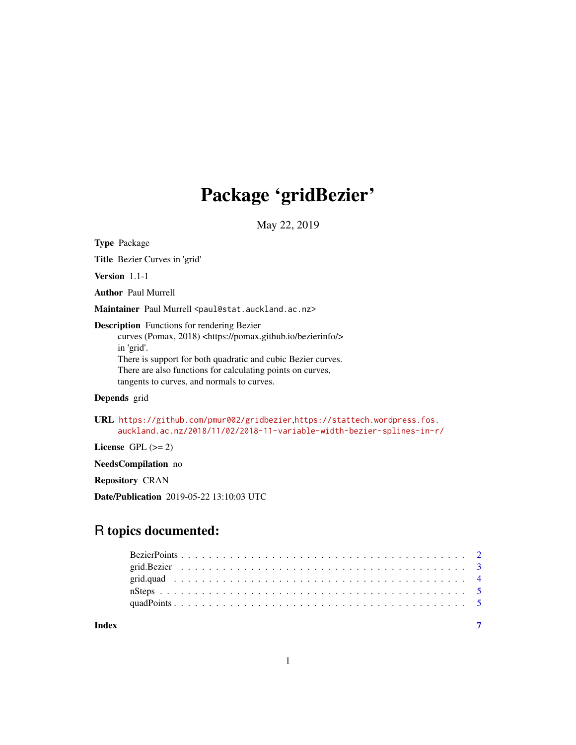# Package 'gridBezier'

May 22, 2019

**Type** Package

**Title** Bezier Curves in 'grid'

**Version** 1.1-1

**Author** Paul Murrell

**Maintainer** Paul Murrell <paul@stat.auckland.ac.nz>

**Description** Functions for rendering Bezier curves (Pomax, 2018) <https://pomax.github.io/bezierinfo/> in 'grid'. There is support for both quadratic and cubic Bezier curves. There are also functions for calculating points on curves, tangents to curves, and normals to curves.

**Depends** grid

**URL** https://github.com/pmur002/gridbezier, https://stattech.wordpress.fos.auckland.ac.nz/2018/11/02/2018-11-variable-width-bezier-splines-in-r/

**License** GPL (>= 2)

**NeedsCompilation** no

**Repository** CRAN

**Date/Publication** 2019-05-22 13:10:03 UTC

## R topics documented:

- BezierPoints . . . . . . . . . . . . . . . . . . . . . . . . . . . . . . . . . . . . . . . . 2
- grid.Bezier . . . . . . . . . . . . . . . . . . . . . . . . . . . . . . . . . . . . . . . . 3
- grid.quad . . . . . . . . . . . . . . . . . . . . . . . . . . . . . . . . . . . . . . . . . 4
- nSteps . . . . . . . . . . . . . . . . . . . . . . . . . . . . . . . . . . . . . . . . . . 5
- quadPoints . . . . . . . . . . . . . . . . . . . . . . . . . . . . . . . . . . . . . . . . 5

**Index** 7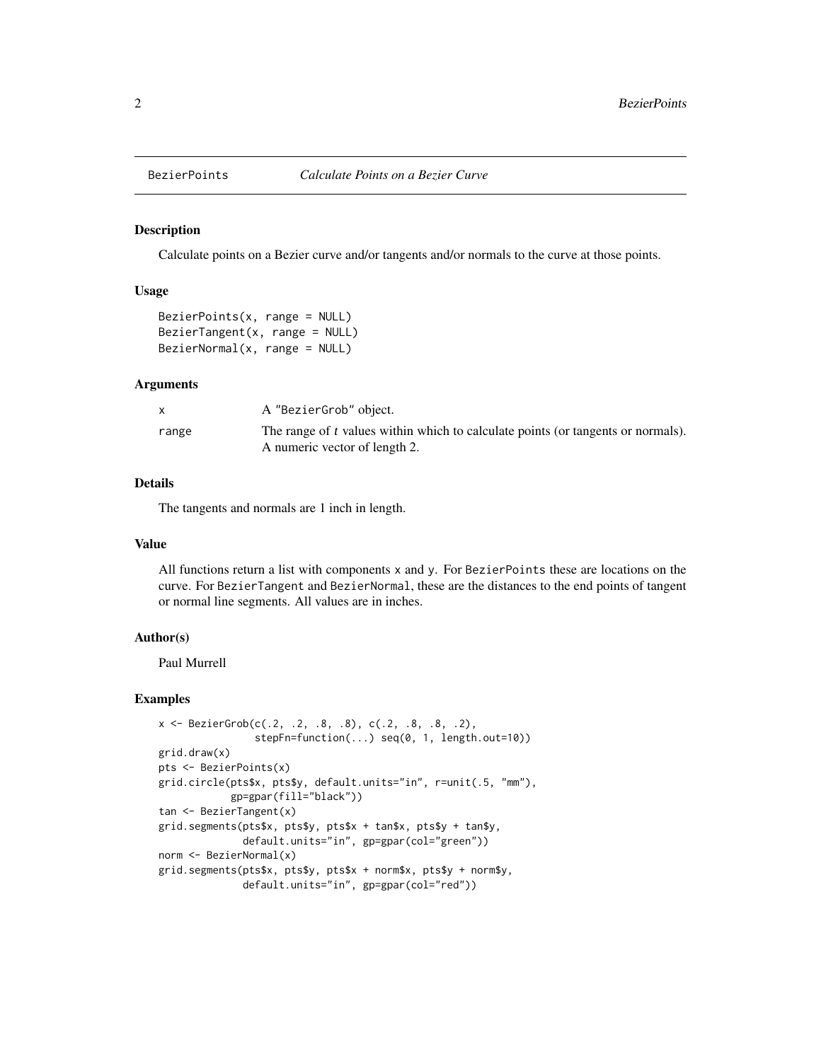BezierPoints    *Calculate Points on a Bezier Curve*

## Description

Calculate points on a Bezier curve and/or tangents and/or normals to the curve at those points.

## Usage

```
BezierPoints(x, range = NULL)
BezierTangent(x, range = NULL)
BezierNormal(x, range = NULL)
```

## Arguments

| | |
|---|---|
| `x` | A "BezierGrob" object. |
| `range` | The range of $t$ values within which to calculate points (or tangents or normals). A numeric vector of length 2. |

## Details

The tangents and normals are 1 inch in length.

## Value

All functions return a list with components `x` and `y`. For `BezierPoints` these are locations on the curve. For `BezierTangent` and `BezierNormal`, these are the distances to the end points of tangent or normal line segments. All values are in inches.

## Author(s)

Paul Murrell

## Examples

```
x <- BezierGrob(c(.2, .2, .8, .8), c(.2, .8, .8, .2),
                stepFn=function(...) seq(0, 1, length.out=10))
grid.draw(x)
pts <- BezierPoints(x)
grid.circle(pts$x, pts$y, default.units="in", r=unit(.5, "mm"),
            gp=gpar(fill="black"))
tan <- BezierTangent(x)
grid.segments(pts$x, pts$y, pts$x + tan$x, pts$y + tan$y,
              default.units="in", gp=gpar(col="green"))
norm <- BezierNormal(x)
grid.segments(pts$x, pts$y, pts$x + norm$x, pts$y + norm$y,
              default.units="in", gp=gpar(col="red"))
```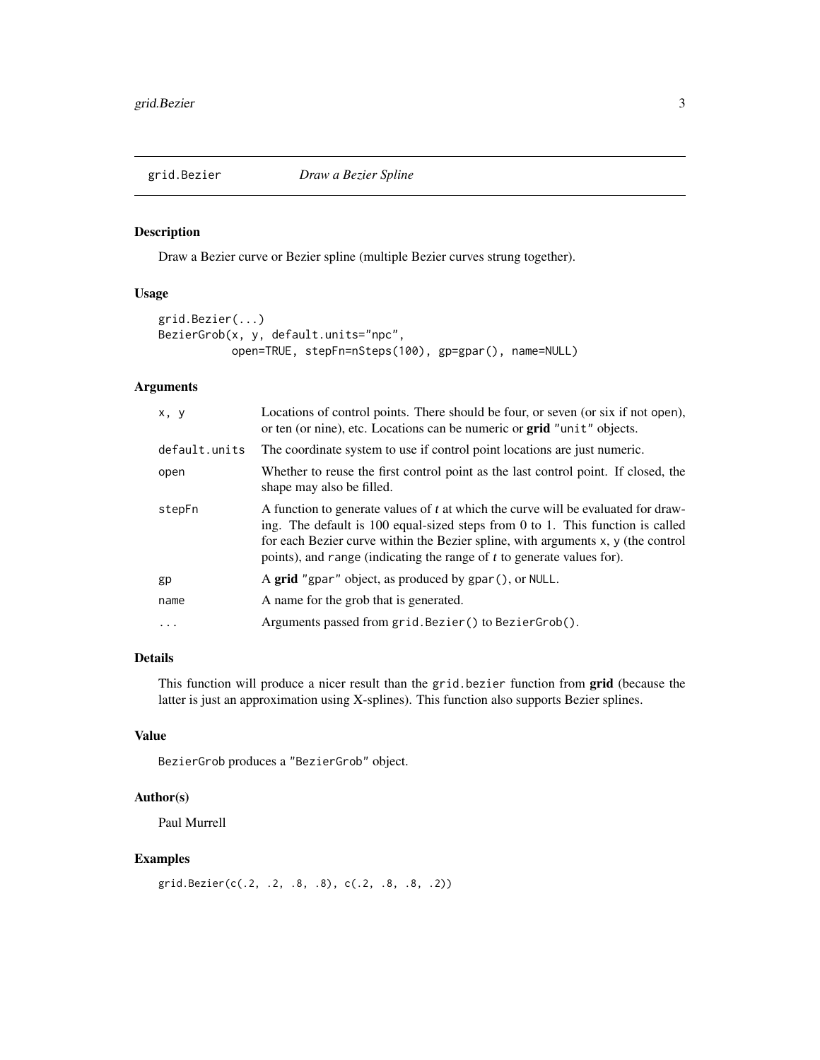## grid.Bezier — *Draw a Bezier Spline*

### Description

Draw a Bezier curve or Bezier spline (multiple Bezier curves strung together).

### Usage

```
grid.Bezier(...)
BezierGrob(x, y, default.units="npc",
           open=TRUE, stepFn=nSteps(100), gp=gpar(), name=NULL)
```

### Arguments

| | |
|---|---|
| `x, y` | Locations of control points. There should be four, or seven (or six if not `open`), or ten (or nine), etc. Locations can be numeric or **grid** `"unit"` objects. |
| `default.units` | The coordinate system to use if control point locations are just numeric. |
| `open` | Whether to reuse the first control point as the last control point. If closed, the shape may also be filled. |
| `stepFn` | A function to generate values of *t* at which the curve will be evaluated for drawing. The default is 100 equal-sized steps from 0 to 1. This function is called for each Bezier curve within the Bezier spline, with arguments `x`, `y` (the control points), and `range` (indicating the range of *t* to generate values for). |
| `gp` | A **grid** `"gpar"` object, as produced by `gpar()`, or `NULL`. |
| `name` | A name for the grob that is generated. |
| `...` | Arguments passed from `grid.Bezier()` to `BezierGrob()`. |

### Details

This function will produce a nicer result than the `grid.bezier` function from **grid** (because the latter is just an approximation using X-splines). This function also supports Bezier splines.

### Value

`BezierGrob` produces a `"BezierGrob"` object.

### Author(s)

Paul Murrell

### Examples

```
grid.Bezier(c(.2, .2, .8, .8), c(.2, .8, .8, .2))
```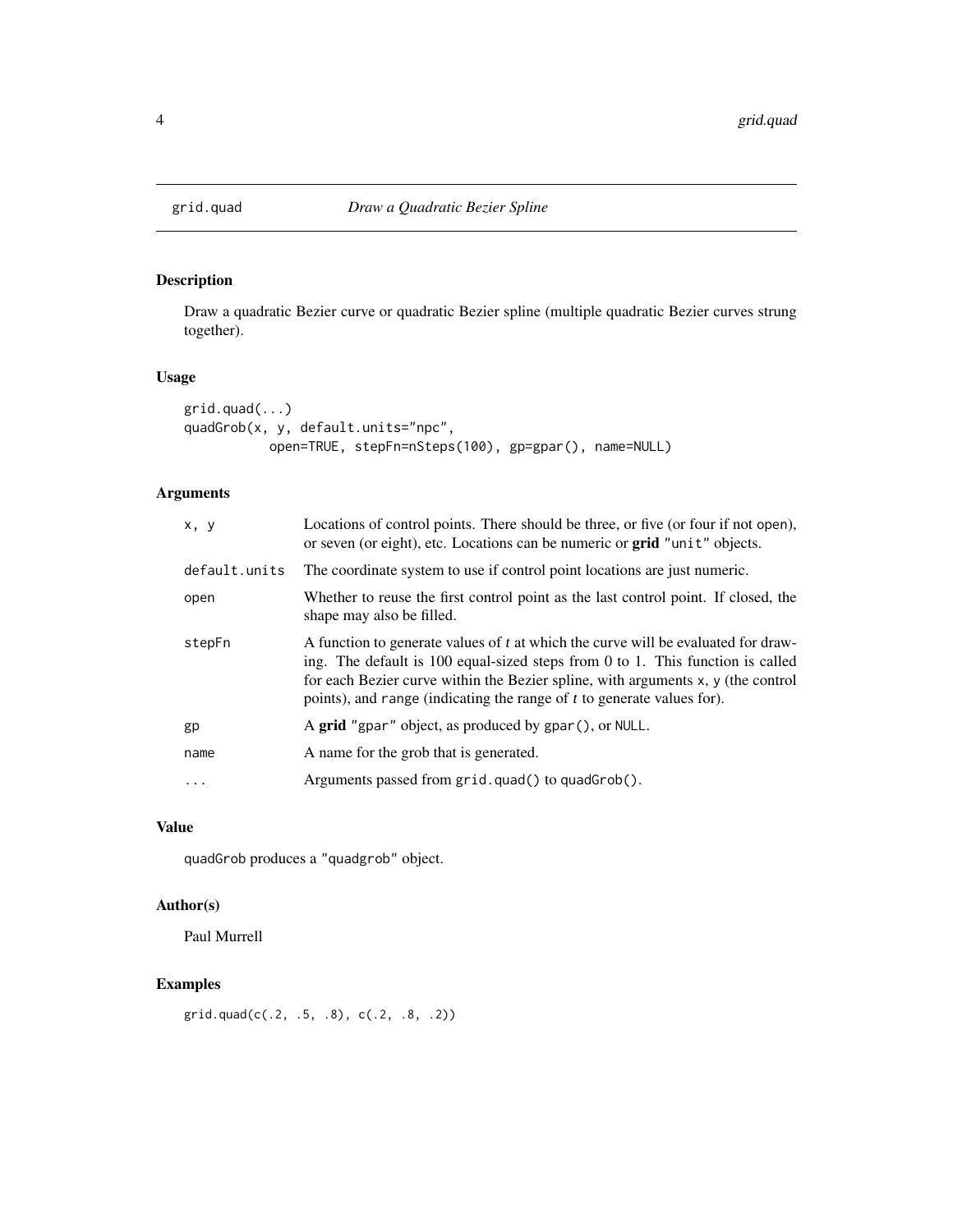## grid.quad — *Draw a Quadratic Bezier Spline*

### Description

Draw a quadratic Bezier curve or quadratic Bezier spline (multiple quadratic Bezier curves strung together).

### Usage

```
grid.quad(...)
quadGrob(x, y, default.units="npc",
         open=TRUE, stepFn=nSteps(100), gp=gpar(), name=NULL)
```

### Arguments

| Argument | Description |
|---|---|
| `x, y` | Locations of control points. There should be three, or five (or four if not open), or seven (or eight), etc. Locations can be numeric or **grid** `"unit"` objects. |
| `default.units` | The coordinate system to use if control point locations are just numeric. |
| `open` | Whether to reuse the first control point as the last control point. If closed, the shape may also be filled. |
| `stepFn` | A function to generate values of *t* at which the curve will be evaluated for drawing. The default is 100 equal-sized steps from 0 to 1. This function is called for each Bezier curve within the Bezier spline, with arguments `x`, `y` (the control points), and `range` (indicating the range of *t* to generate values for). |
| `gp` | A **grid** `"gpar"` object, as produced by `gpar()`, or `NULL`. |
| `name` | A name for the grob that is generated. |
| `...` | Arguments passed from `grid.quad()` to `quadGrob()`. |

### Value

`quadGrob` produces a `"quadgrob"` object.

### Author(s)

Paul Murrell

### Examples

```
grid.quad(c(.2, .5, .8), c(.2, .8, .2))
```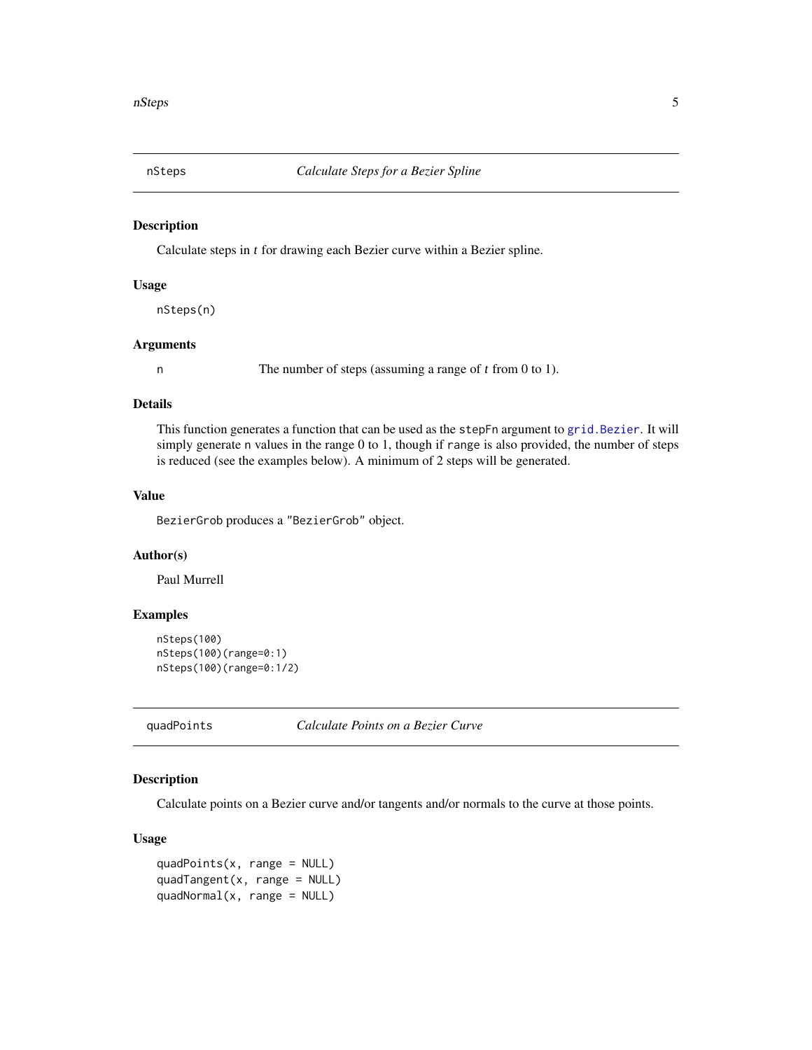## nSteps — *Calculate Steps for a Bezier Spline*

### Description

Calculate steps in *t* for drawing each Bezier curve within a Bezier spline.

### Usage

```
nSteps(n)
```

### Arguments

| | |
|---|---|
| n | The number of steps (assuming a range of *t* from 0 to 1). |

### Details

This function generates a function that can be used as the `stepFn` argument to `grid.Bezier`. It will simply generate `n` values in the range 0 to 1, though if `range` is also provided, the number of steps is reduced (see the examples below). A minimum of 2 steps will be generated.

### Value

`BezierGrob` produces a `"BezierGrob"` object.

### Author(s)

Paul Murrell

### Examples

```
nSteps(100)
nSteps(100)(range=0:1)
nSteps(100)(range=0:1/2)
```

## quadPoints — *Calculate Points on a Bezier Curve*

### Description

Calculate points on a Bezier curve and/or tangents and/or normals to the curve at those points.

### Usage

```
quadPoints(x, range = NULL)
quadTangent(x, range = NULL)
quadNormal(x, range = NULL)
```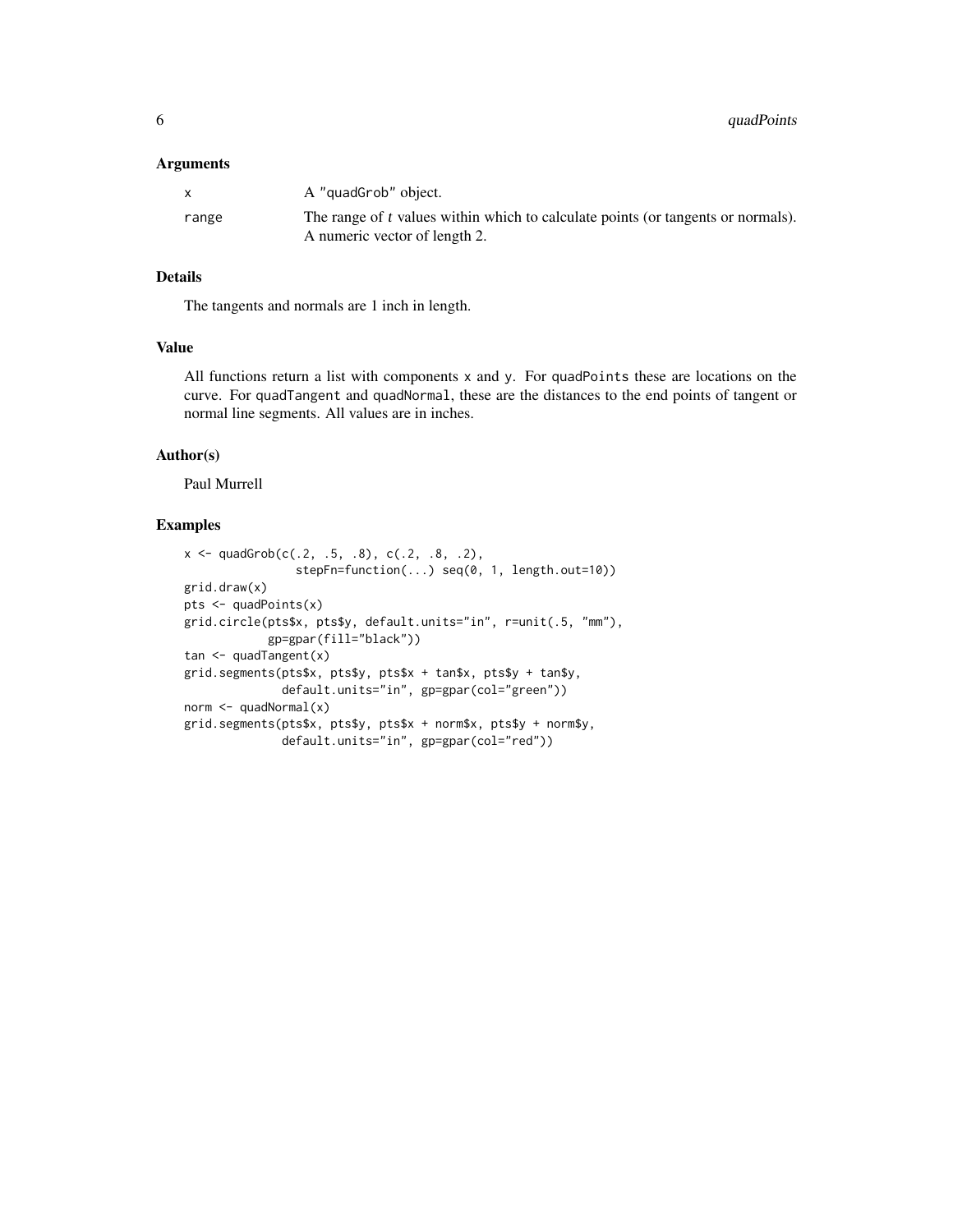### Arguments

| | |
|---|---|
| x | A "quadGrob" object. |
| range | The range of $t$ values within which to calculate points (or tangents or normals). A numeric vector of length 2. |

### Details

The tangents and normals are 1 inch in length.

### Value

All functions return a list with components x and y. For quadPoints these are locations on the curve. For quadTangent and quadNormal, these are the distances to the end points of tangent or normal line segments. All values are in inches.

### Author(s)

Paul Murrell

### Examples

```
x <- quadGrob(c(.2, .5, .8), c(.2, .8, .2),
              stepFn=function(...) seq(0, 1, length.out=10))
grid.draw(x)
pts <- quadPoints(x)
grid.circle(pts$x, pts$y, default.units="in", r=unit(.5, "mm"),
            gp=gpar(fill="black"))
tan <- quadTangent(x)
grid.segments(pts$x, pts$y, pts$x + tan$x, pts$y + tan$y,
              default.units="in", gp=gpar(col="green"))
norm <- quadNormal(x)
grid.segments(pts$x, pts$y, pts$x + norm$x, pts$y + norm$y,
              default.units="in", gp=gpar(col="red"))
```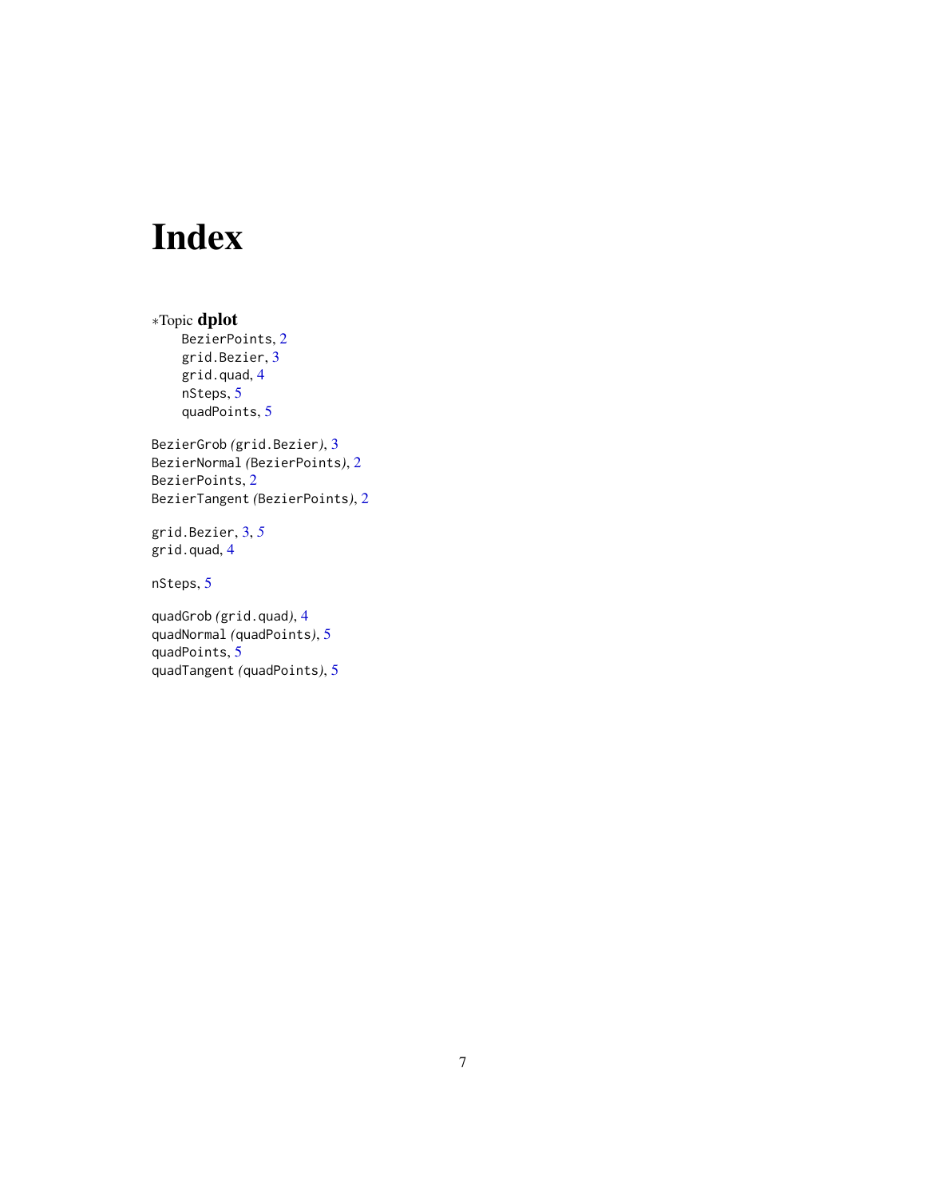# Index

*Topic **dplot**
- BezierPoints, 2
- grid.Bezier, 3
- grid.quad, 4
- nSteps, 5
- quadPoints, 5

BezierGrob *(*grid.Bezier*)*, 3
BezierNormal *(*BezierPoints*)*, 2
BezierPoints, 2
BezierTangent *(*BezierPoints*)*, 2

grid.Bezier, 3, *5*
grid.quad, 4

nSteps, 5

quadGrob *(*grid.quad*)*, 4
quadNormal *(*quadPoints*)*, 5
quadPoints, 5
quadTangent *(*quadPoints*)*, 5